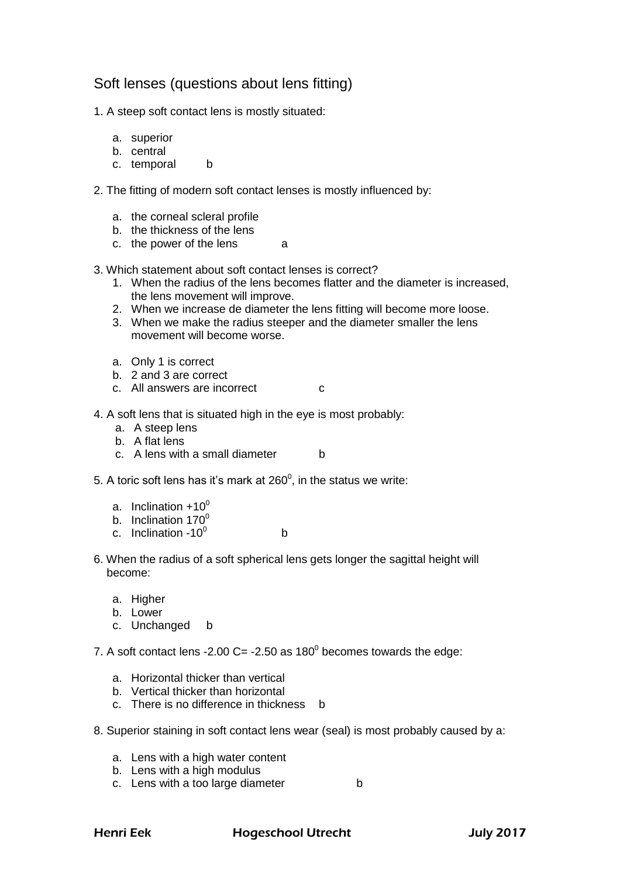## Soft lenses (questions about lens fitting)

1. A steep soft contact lens is mostly situated:

   a. superior
   b. central
   c. temporal b

2. The fitting of modern soft contact lenses is mostly influenced by:

   a. the corneal scleral profile
   b. the thickness of the lens
   c. the power of the lens a

3. Which statement about soft contact lenses is correct?
   1. When the radius of the lens becomes flatter and the diameter is increased, the lens movement will improve.
   2. When we increase de diameter the lens fitting will become more loose.
   3. When we make the radius steeper and the diameter smaller the lens movement will become worse.

   a. Only 1 is correct
   b. 2 and 3 are correct
   c. All answers are incorrect c

4. A soft lens that is situated high in the eye is most probably:
   a. A steep lens
   b. A flat lens
   c. A lens with a small diameter b

5. A toric soft lens has it's mark at $260^0$, in the status we write:

   a. Inclination $+10^0$
   b. Inclination $170^0$
   c. Inclination $-10^0$ b

6. When the radius of a soft spherical lens gets longer the sagittal height will become:

   a. Higher
   b. Lower
   c. Unchanged b

7. A soft contact lens -2.00 C= -2.50 as $180^0$ becomes towards the edge:

   a. Horizontal thicker than vertical
   b. Vertical thicker than horizontal
   c. There is no difference in thickness b

8. Superior staining in soft contact lens wear (seal) is most probably caused by a:

   a. Lens with a high water content
   b. Lens with a high modulus
   c. Lens with a too large diameter b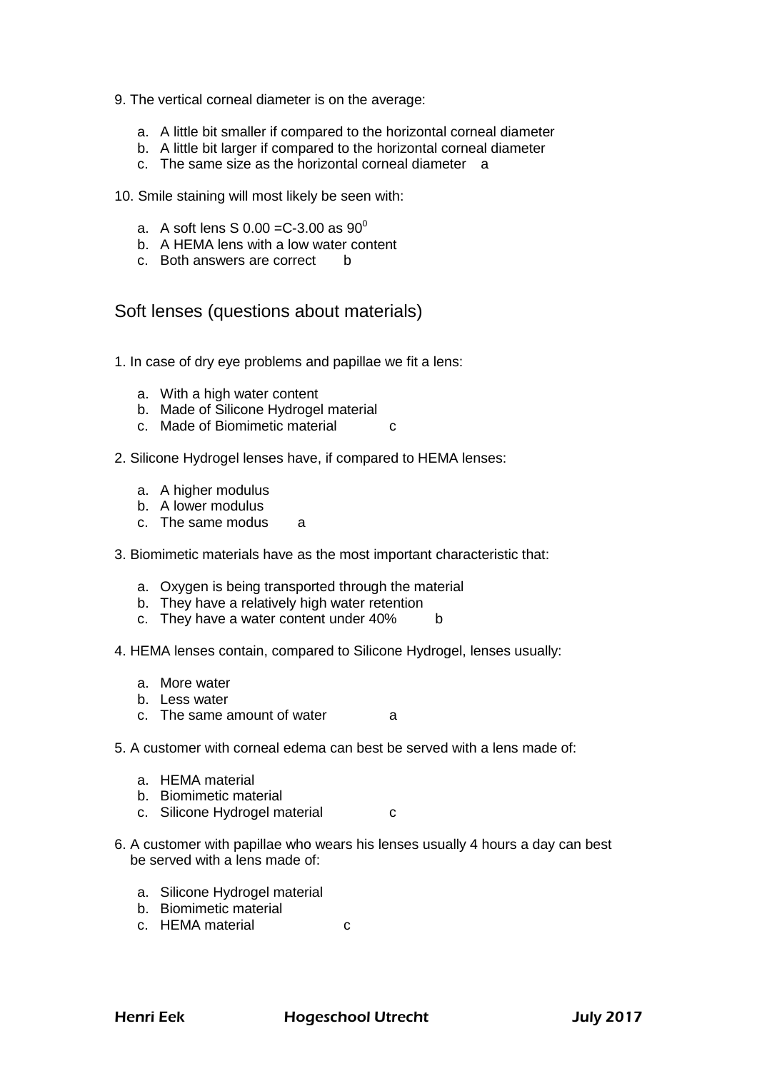9. The vertical corneal diameter is on the average:

   a. A little bit smaller if compared to the horizontal corneal diameter
   b. A little bit larger if compared to the horizontal corneal diameter
   c. The same size as the horizontal corneal diameter   a

10. Smile staining will most likely be seen with:

   a. A soft lens S 0.00 =C-3.00 as $90^0$
   b. A HEMA lens with a low water content
   c. Both answers are correct   b

## Soft lenses (questions about materials)

1. In case of dry eye problems and papillae we fit a lens:

   a. With a high water content
   b. Made of Silicone Hydrogel material
   c. Made of Biomimetic material   c

2. Silicone Hydrogel lenses have, if compared to HEMA lenses:

   a. A higher modulus
   b. A lower modulus
   c. The same modus   a

3. Biomimetic materials have as the most important characteristic that:

   a. Oxygen is being transported through the material
   b. They have a relatively high water retention
   c. They have a water content under 40%   b

4. HEMA lenses contain, compared to Silicone Hydrogel, lenses usually:

   a. More water
   b. Less water
   c. The same amount of water   a

5. A customer with corneal edema can best be served with a lens made of:

   a. HEMA material
   b. Biomimetic material
   c. Silicone Hydrogel material   c

6. A customer with papillae who wears his lenses usually 4 hours a day can best be served with a lens made of:

   a. Silicone Hydrogel material
   b. Biomimetic material
   c. HEMA material   c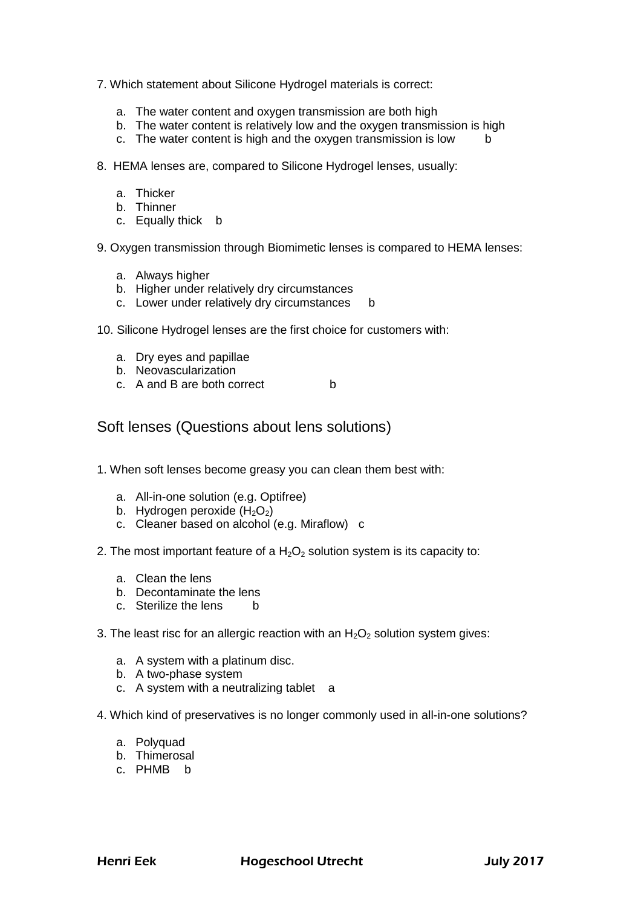7. Which statement about Silicone Hydrogel materials is correct:

a. The water content and oxygen transmission are both high
b. The water content is relatively low and the oxygen transmission is high
c. The water content is high and the oxygen transmission is low b

8. HEMA lenses are, compared to Silicone Hydrogel lenses, usually:

a. Thicker
b. Thinner
c. Equally thick b

9. Oxygen transmission through Biomimetic lenses is compared to HEMA lenses:

a. Always higher
b. Higher under relatively dry circumstances
c. Lower under relatively dry circumstances b

10. Silicone Hydrogel lenses are the first choice for customers with:

a. Dry eyes and papillae
b. Neovascularization
c. A and B are both correct b

## Soft lenses (Questions about lens solutions)

1. When soft lenses become greasy you can clean them best with:

a. All-in-one solution (e.g. Optifree)
b. Hydrogen peroxide ($H_2O_2$)
c. Cleaner based on alcohol (e.g. Miraflow) c

2. The most important feature of a $H_2O_2$ solution system is its capacity to:

a. Clean the lens
b. Decontaminate the lens
c. Sterilize the lens b

3. The least risc for an allergic reaction with an $H_2O_2$ solution system gives:

a. A system with a platinum disc.
b. A two-phase system
c. A system with a neutralizing tablet a

4. Which kind of preservatives is no longer commonly used in all-in-one solutions?

a. Polyquad
b. Thimerosal
c. PHMB b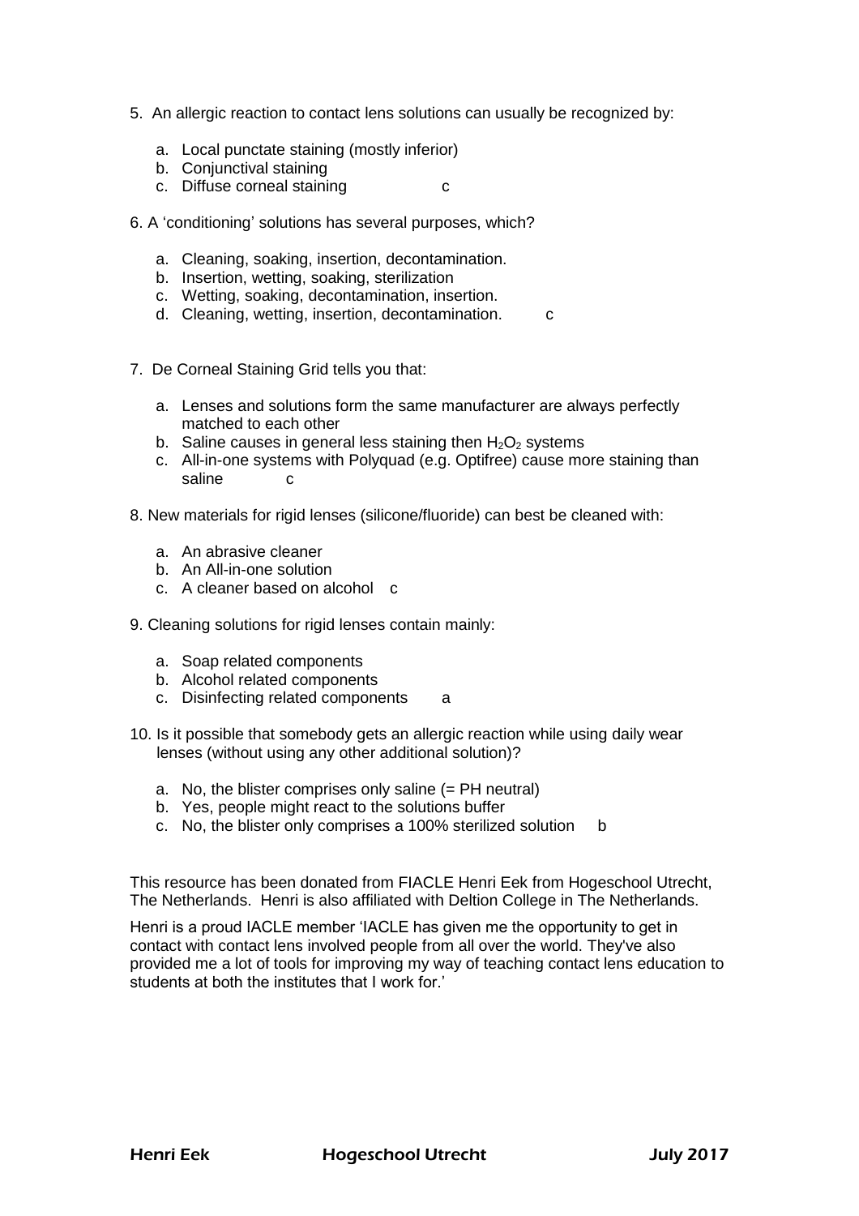5. An allergic reaction to contact lens solutions can usually be recognized by:

   a. Local punctate staining (mostly inferior)
   b. Conjunctival staining
   c. Diffuse corneal staining c

6. A 'conditioning' solutions has several purposes, which?

   a. Cleaning, soaking, insertion, decontamination.
   b. Insertion, wetting, soaking, sterilization
   c. Wetting, soaking, decontamination, insertion.
   d. Cleaning, wetting, insertion, decontamination. c

7. De Corneal Staining Grid tells you that:

   a. Lenses and solutions form the same manufacturer are always perfectly matched to each other
   b. Saline causes in general less staining then $H_2O_2$ systems
   c. All-in-one systems with Polyquad (e.g. Optifree) cause more staining than saline c

8. New materials for rigid lenses (silicone/fluoride) can best be cleaned with:

   a. An abrasive cleaner
   b. An All-in-one solution
   c. A cleaner based on alcohol c

9. Cleaning solutions for rigid lenses contain mainly:

   a. Soap related components
   b. Alcohol related components
   c. Disinfecting related components a

10. Is it possible that somebody gets an allergic reaction while using daily wear lenses (without using any other additional solution)?

    a. No, the blister comprises only saline (= PH neutral)
    b. Yes, people might react to the solutions buffer
    c. No, the blister only comprises a 100% sterilized solution b

This resource has been donated from FIACLE Henri Eek from Hogeschool Utrecht, The Netherlands. Henri is also affiliated with Deltion College in The Netherlands.

Henri is a proud IACLE member 'IACLE has given me the opportunity to get in contact with contact lens involved people from all over the world. They've also provided me a lot of tools for improving my way of teaching contact lens education to students at both the institutes that I work for.'